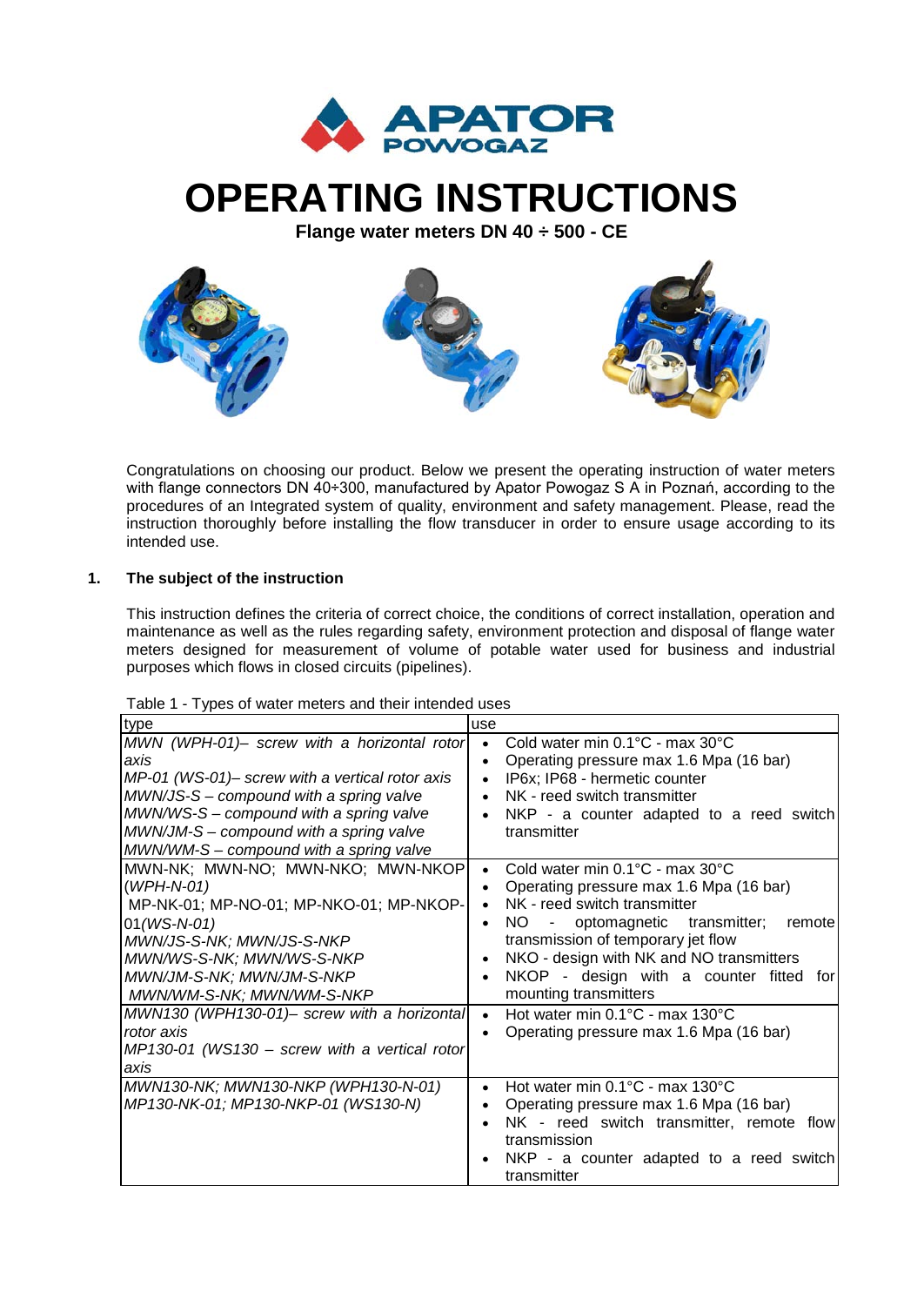APATOR POWOGAZ

# OPERATING INSTRUCTIONS

**Flange water meters DN 40 ÷ 500 - CE**

Congratulations on choosing our product. Below we present the operating instruction of water meters with flange connectors DN 40÷300, manufactured by Apator Powogaz S A in Poznań, according to the procedures of an Integrated system of quality, environment and safety management. Please, read the instruction thoroughly before installing the flow transducer in order to ensure usage according to its intended use.

## 1. The subject of the instruction

This instruction defines the criteria of correct choice, the conditions of correct installation, operation and maintenance as well as the rules regarding safety, environment protection and disposal of flange water meters designed for measurement of volume of potable water used for business and industrial purposes which flows in closed circuits (pipelines).

Table 1 - Types of water meters and their intended uses

| type | use |
|---|---|
| *MWN (WPH-01)– screw with a horizontal rotor axis*<br>*MP-01 (WS-01)– screw with a vertical rotor axis*<br>*MWN/JS-S – compound with a spring valve*<br>*MWN/WS-S – compound with a spring valve*<br>*MWN/JM-S – compound with a spring valve*<br>*MWN/WM-S – compound with a spring valve* | • Cold water min 0.1°C - max 30°C<br>• Operating pressure max 1.6 Mpa (16 bar)<br>• IP6x; IP68 - hermetic counter<br>• NK - reed switch transmitter<br>• NKP - a counter adapted to a reed switch transmitter |
| MWN-NK; MWN-NO; MWN-NKO; MWN-NKOP (*WPH-N-01)*<br>MP-NK-01; MP-NO-01; MP-NKO-01; MP-NKOP-01(*WS-N-01)*<br>*MWN/JS-S-NK; MWN/JS-S-NKP*<br>*MWN/WS-S-NK; MWN/WS-S-NKP*<br>*MWN/JM-S-NK; MWN/JM-S-NKP*<br>*MWN/WM-S-NK; MWN/WM-S-NKP* | • Cold water min 0.1°C - max 30°C<br>• Operating pressure max 1.6 Mpa (16 bar)<br>• NK - reed switch transmitter<br>• NO - optomagnetic transmitter; remote transmission of temporary jet flow<br>• NKO - design with NK and NO transmitters<br>• NKOP - design with a counter fitted for mounting transmitters |
| *MWN130 (WPH130-01)– screw with a horizontal rotor axis*<br>*MP130-01 (WS130 – screw with a vertical rotor axis* | • Hot water min 0.1°C - max 130°C<br>• Operating pressure max 1.6 Mpa (16 bar) |
| *MWN130-NK; MWN130-NKP (WPH130-N-01)*<br>*MP130-NK-01; MP130-NKP-01 (WS130-N)* | • Hot water min 0.1°C - max 130°C<br>• Operating pressure max 1.6 Mpa (16 bar)<br>• NK - reed switch transmitter, remote flow transmission<br>• NKP - a counter adapted to a reed switch transmitter |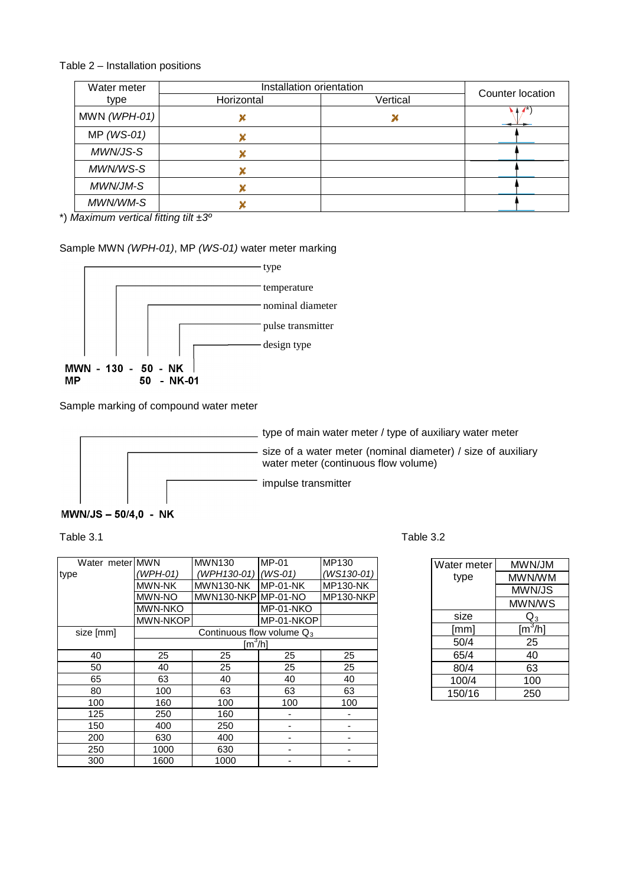Table 2 – Installation positions

| Water meter type | Installation orientation | | Counter location |
|---|---|---|---|
| | Horizontal | Vertical | |
| MWN *(WPH-01)* | ✘ | ✘ | *) |
| MP *(WS-01)* | ✘ | | |
| *MWN/JS-S* | ✘ | | |
| *MWN/WS-S* | ✘ | | |
| *MWN/JM-S* | ✘ | | |
| *MWN/WM-S* | ✘ | | |

*) *Maximum vertical fitting tilt ±3º*

Sample MWN *(WPH-01)*, MP *(WS-01)* water meter marking

**MWN - 130 - 50 - NK**
**MP 50 - NK-01**

- type
- temperature
- nominal diameter
- pulse transmitter
- design type

Sample marking of compound water meter

**MWN/JS – 50/4,0 - NK**

- type of main water meter / type of auxiliary water meter
- size of a water meter (nominal diameter) / size of auxiliary water meter (continuous flow volume)
- impulse transmitter

Table 3.1

| Water meter type | MWN *(WPH-01)* | MWN130 *(WPH130-01)* | MP-01 *(WS-01)* | MP130 *(WS130-01)* |
|---|---|---|---|---|
| | MWN-NK | MWN130-NK | MP-01-NK | MP130-NK |
| | MWN-NO | MWN130-NKP | MP-01-NO | MP130-NKP |
| | MWN-NKO | | MP-01-NKO | |
| | MWN-NKOP | | MP-01-NKOP | |
| size [mm] | Continuous flow volume $Q_3$ $[m^3/h]$ | | | |
| 40 | 25 | 25 | 25 | 25 |
| 50 | 40 | 25 | 25 | 25 |
| 65 | 63 | 40 | 40 | 40 |
| 80 | 100 | 63 | 63 | 63 |
| 100 | 160 | 100 | 100 | 100 |
| 125 | 250 | 160 | - | - |
| 150 | 400 | 250 | - | - |
| 200 | 630 | 400 | - | - |
| 250 | 1000 | 630 | - | - |
| 300 | 1600 | 1000 | - | - |

Table 3.2

| Water meter type | MWN/JM |
|---|---|
| | MWN/WM |
| | MWN/JS |
| | MWN/WS |
| size | $Q_3$ |
| [mm] | $[m^3/h]$ |
| 50/4 | 25 |
| 65/4 | 40 |
| 80/4 | 63 |
| 100/4 | 100 |
| 150/16 | 250 |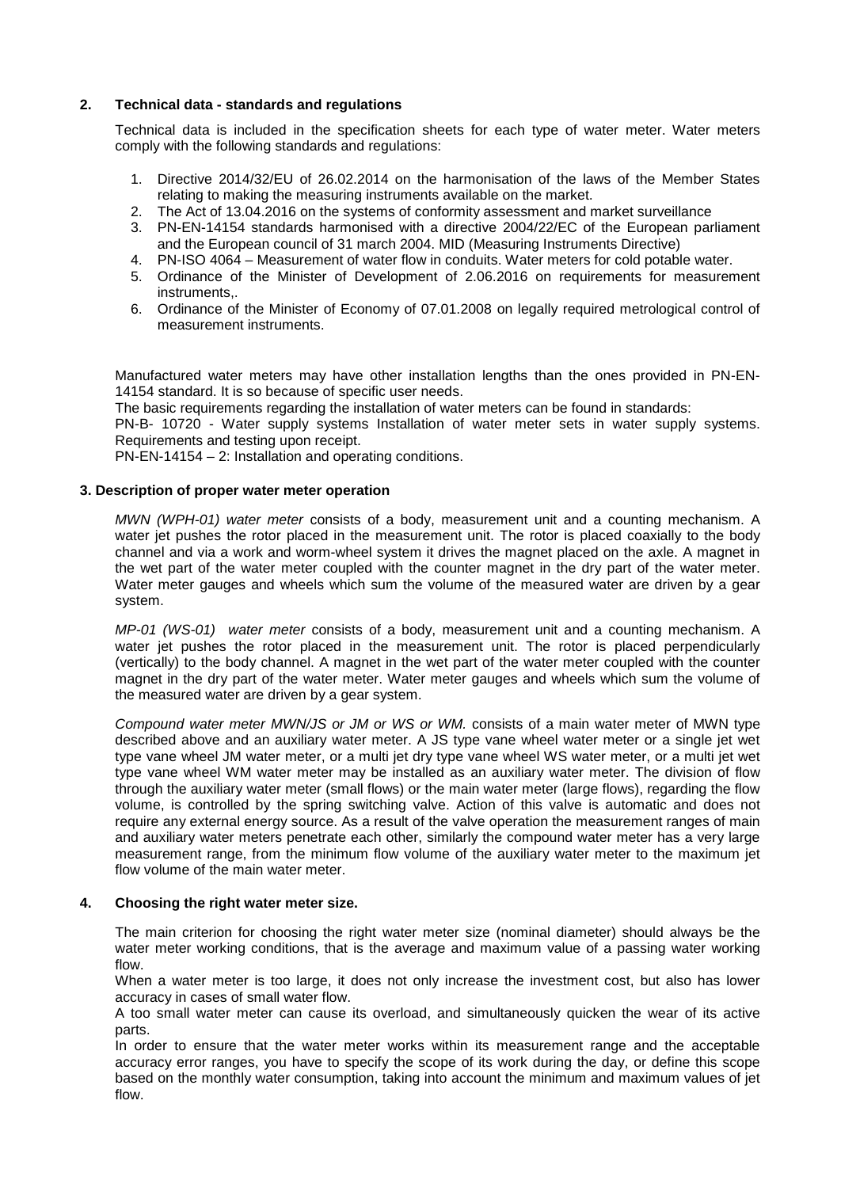## 2. Technical data - standards and regulations

Technical data is included in the specification sheets for each type of water meter. Water meters comply with the following standards and regulations:

1. Directive 2014/32/EU of 26.02.2014 on the harmonisation of the laws of the Member States relating to making the measuring instruments available on the market.
2. The Act of 13.04.2016 on the systems of conformity assessment and market surveillance
3. PN-EN-14154 standards harmonised with a directive 2004/22/EC of the European parliament and the European council of 31 march 2004. MID (Measuring Instruments Directive)
4. PN-ISO 4064 – Measurement of water flow in conduits. Water meters for cold potable water.
5. Ordinance of the Minister of Development of 2.06.2016 on requirements for measurement instruments,.
6. Ordinance of the Minister of Economy of 07.01.2008 on legally required metrological control of measurement instruments.

Manufactured water meters may have other installation lengths than the ones provided in PN-EN-14154 standard. It is so because of specific user needs.

The basic requirements regarding the installation of water meters can be found in standards:

PN-B- 10720 - Water supply systems Installation of water meter sets in water supply systems. Requirements and testing upon receipt.

PN-EN-14154 – 2: Installation and operating conditions.

## 3. Description of proper water meter operation

*MWN (WPH-01) water meter* consists of a body, measurement unit and a counting mechanism. A water jet pushes the rotor placed in the measurement unit. The rotor is placed coaxially to the body channel and via a work and worm-wheel system it drives the magnet placed on the axle. A magnet in the wet part of the water meter coupled with the counter magnet in the dry part of the water meter. Water meter gauges and wheels which sum the volume of the measured water are driven by a gear system.

*MP-01 (WS-01) water meter* consists of a body, measurement unit and a counting mechanism. A water jet pushes the rotor placed in the measurement unit. The rotor is placed perpendicularly (vertically) to the body channel. A magnet in the wet part of the water meter coupled with the counter magnet in the dry part of the water meter. Water meter gauges and wheels which sum the volume of the measured water are driven by a gear system.

*Compound water meter MWN/JS or JM or WS or WM.* consists of a main water meter of MWN type described above and an auxiliary water meter. A JS type vane wheel water meter or a single jet wet type vane wheel JM water meter, or a multi jet dry type vane wheel WS water meter, or a multi jet wet type vane wheel WM water meter may be installed as an auxiliary water meter. The division of flow through the auxiliary water meter (small flows) or the main water meter (large flows), regarding the flow volume, is controlled by the spring switching valve. Action of this valve is automatic and does not require any external energy source. As a result of the valve operation the measurement ranges of main and auxiliary water meters penetrate each other, similarly the compound water meter has a very large measurement range, from the minimum flow volume of the auxiliary water meter to the maximum jet flow volume of the main water meter.

## 4. Choosing the right water meter size.

The main criterion for choosing the right water meter size (nominal diameter) should always be the water meter working conditions, that is the average and maximum value of a passing water working flow.

When a water meter is too large, it does not only increase the investment cost, but also has lower accuracy in cases of small water flow.

A too small water meter can cause its overload, and simultaneously quicken the wear of its active parts.

In order to ensure that the water meter works within its measurement range and the acceptable accuracy error ranges, you have to specify the scope of its work during the day, or define this scope based on the monthly water consumption, taking into account the minimum and maximum values of jet flow.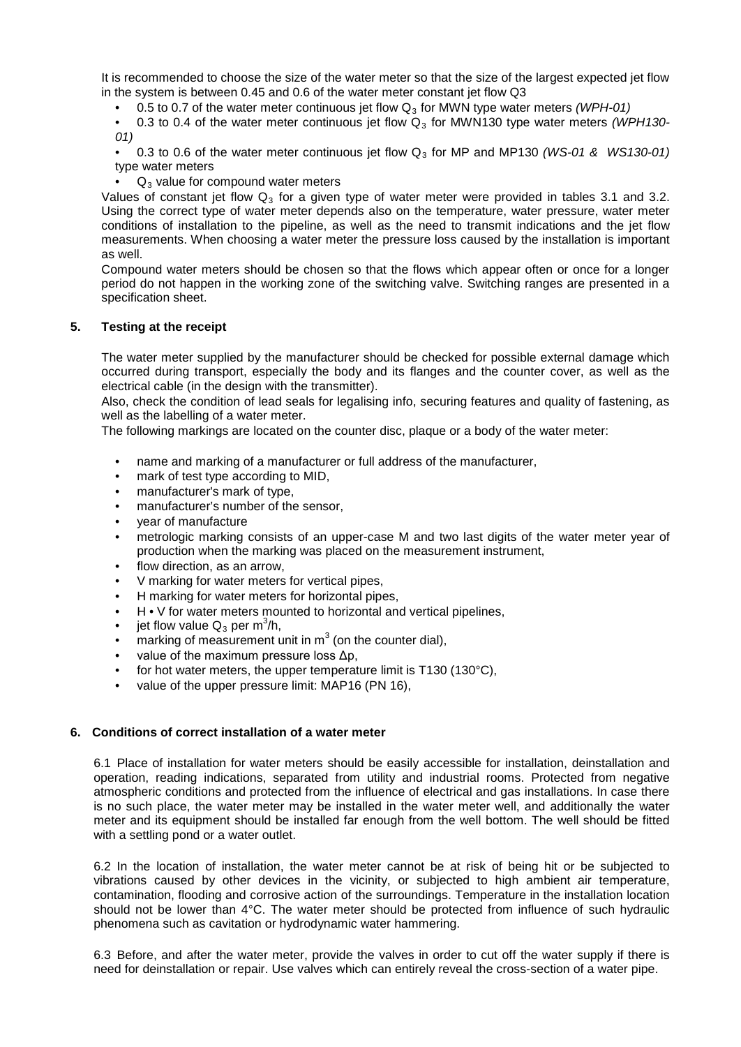It is recommended to choose the size of the water meter so that the size of the largest expected jet flow in the system is between 0.45 and 0.6 of the water meter constant jet flow Q3

- 0.5 to 0.7 of the water meter continuous jet flow $Q_3$ for MWN type water meters *(WPH-01)*
- 0.3 to 0.4 of the water meter continuous jet flow $Q_3$ for MWN130 type water meters *(WPH130-01)*
- 0.3 to 0.6 of the water meter continuous jet flow $Q_3$ for MP and MP130 *(WS-01 & WS130-01)* type water meters
- $Q_3$ value for compound water meters

Values of constant jet flow $Q_3$ for a given type of water meter were provided in tables 3.1 and 3.2. Using the correct type of water meter depends also on the temperature, water pressure, water meter conditions of installation to the pipeline, as well as the need to transmit indications and the jet flow measurements. When choosing a water meter the pressure loss caused by the installation is important as well.

Compound water meters should be chosen so that the flows which appear often or once for a longer period do not happen in the working zone of the switching valve. Switching ranges are presented in a specification sheet.

## 5. Testing at the receipt

The water meter supplied by the manufacturer should be checked for possible external damage which occurred during transport, especially the body and its flanges and the counter cover, as well as the electrical cable (in the design with the transmitter).

Also, check the condition of lead seals for legalising info, securing features and quality of fastening, as well as the labelling of a water meter.

The following markings are located on the counter disc, plaque or a body of the water meter:

- name and marking of a manufacturer or full address of the manufacturer,
- mark of test type according to MID,
- manufacturer's mark of type,
- manufacturer's number of the sensor,
- year of manufacture
- metrologic marking consists of an upper-case M and two last digits of the water meter year of production when the marking was placed on the measurement instrument,
- flow direction, as an arrow,
- V marking for water meters for vertical pipes,
- H marking for water meters for horizontal pipes,
- H • V for water meters mounted to horizontal and vertical pipelines,
- jet flow value $Q_3$ per $m^3/h$,
- marking of measurement unit in $m^3$ (on the counter dial),
- value of the maximum pressure loss $\Delta p$,
- for hot water meters, the upper temperature limit is T130 (130°C),
- value of the upper pressure limit: MAP16 (PN 16),

## 6. Conditions of correct installation of a water meter

6.1 Place of installation for water meters should be easily accessible for installation, deinstallation and operation, reading indications, separated from utility and industrial rooms. Protected from negative atmospheric conditions and protected from the influence of electrical and gas installations. In case there is no such place, the water meter may be installed in the water meter well, and additionally the water meter and its equipment should be installed far enough from the well bottom. The well should be fitted with a settling pond or a water outlet.

6.2 In the location of installation, the water meter cannot be at risk of being hit or be subjected to vibrations caused by other devices in the vicinity, or subjected to high ambient air temperature, contamination, flooding and corrosive action of the surroundings. Temperature in the installation location should not be lower than 4°C. The water meter should be protected from influence of such hydraulic phenomena such as cavitation or hydrodynamic water hammering.

6.3 Before, and after the water meter, provide the valves in order to cut off the water supply if there is need for deinstallation or repair. Use valves which can entirely reveal the cross-section of a water pipe.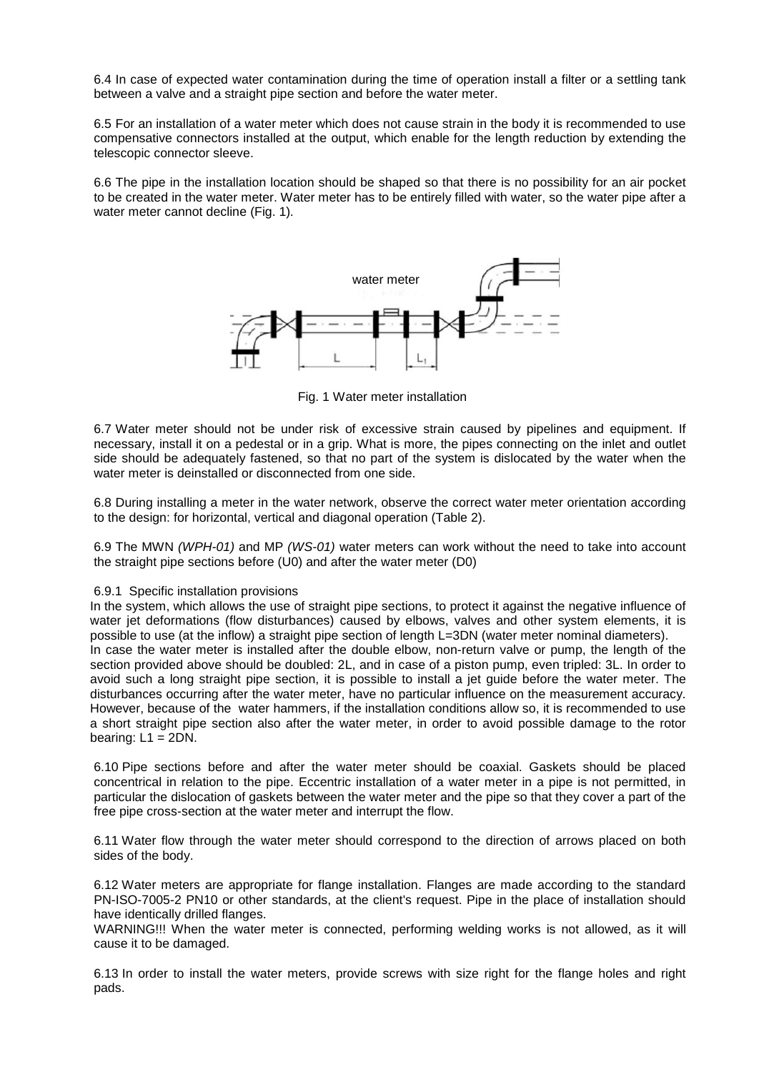6.4 In case of expected water contamination during the time of operation install a filter or a settling tank between a valve and a straight pipe section and before the water meter.

6.5 For an installation of a water meter which does not cause strain in the body it is recommended to use compensative connectors installed at the output, which enable for the length reduction by extending the telescopic connector sleeve.

6.6 The pipe in the installation location should be shaped so that there is no possibility for an air pocket to be created in the water meter. Water meter has to be entirely filled with water, so the water pipe after a water meter cannot decline (Fig. 1).

Fig. 1 Water meter installation

6.7 Water meter should not be under risk of excessive strain caused by pipelines and equipment. If necessary, install it on a pedestal or in a grip. What is more, the pipes connecting on the inlet and outlet side should be adequately fastened, so that no part of the system is dislocated by the water when the water meter is deinstalled or disconnected from one side.

6.8 During installing a meter in the water network, observe the correct water meter orientation according to the design: for horizontal, vertical and diagonal operation (Table 2).

6.9 The MWN *(WPH-01)* and MP *(WS-01)* water meters can work without the need to take into account the straight pipe sections before (U0) and after the water meter (D0)

6.9.1 Specific installation provisions

In the system, which allows the use of straight pipe sections, to protect it against the negative influence of water jet deformations (flow disturbances) caused by elbows, valves and other system elements, it is possible to use (at the inflow) a straight pipe section of length L=3DN (water meter nominal diameters).
In case the water meter is installed after the double elbow, non-return valve or pump, the length of the section provided above should be doubled: 2L, and in case of a piston pump, even tripled: 3L. In order to avoid such a long straight pipe section, it is possible to install a jet guide before the water meter. The disturbances occurring after the water meter, have no particular influence on the measurement accuracy. However, because of the water hammers, if the installation conditions allow so, it is recommended to use a short straight pipe section also after the water meter, in order to avoid possible damage to the rotor bearing: L1 = 2DN.

6.10 Pipe sections before and after the water meter should be coaxial. Gaskets should be placed concentrical in relation to the pipe. Eccentric installation of a water meter in a pipe is not permitted, in particular the dislocation of gaskets between the water meter and the pipe so that they cover a part of the free pipe cross-section at the water meter and interrupt the flow.

6.11 Water flow through the water meter should correspond to the direction of arrows placed on both sides of the body.

6.12 Water meters are appropriate for flange installation. Flanges are made according to the standard PN-ISO-7005-2 PN10 or other standards, at the client's request. Pipe in the place of installation should have identically drilled flanges.
WARNING!!! When the water meter is connected, performing welding works is not allowed, as it will cause it to be damaged.

6.13 In order to install the water meters, provide screws with size right for the flange holes and right pads.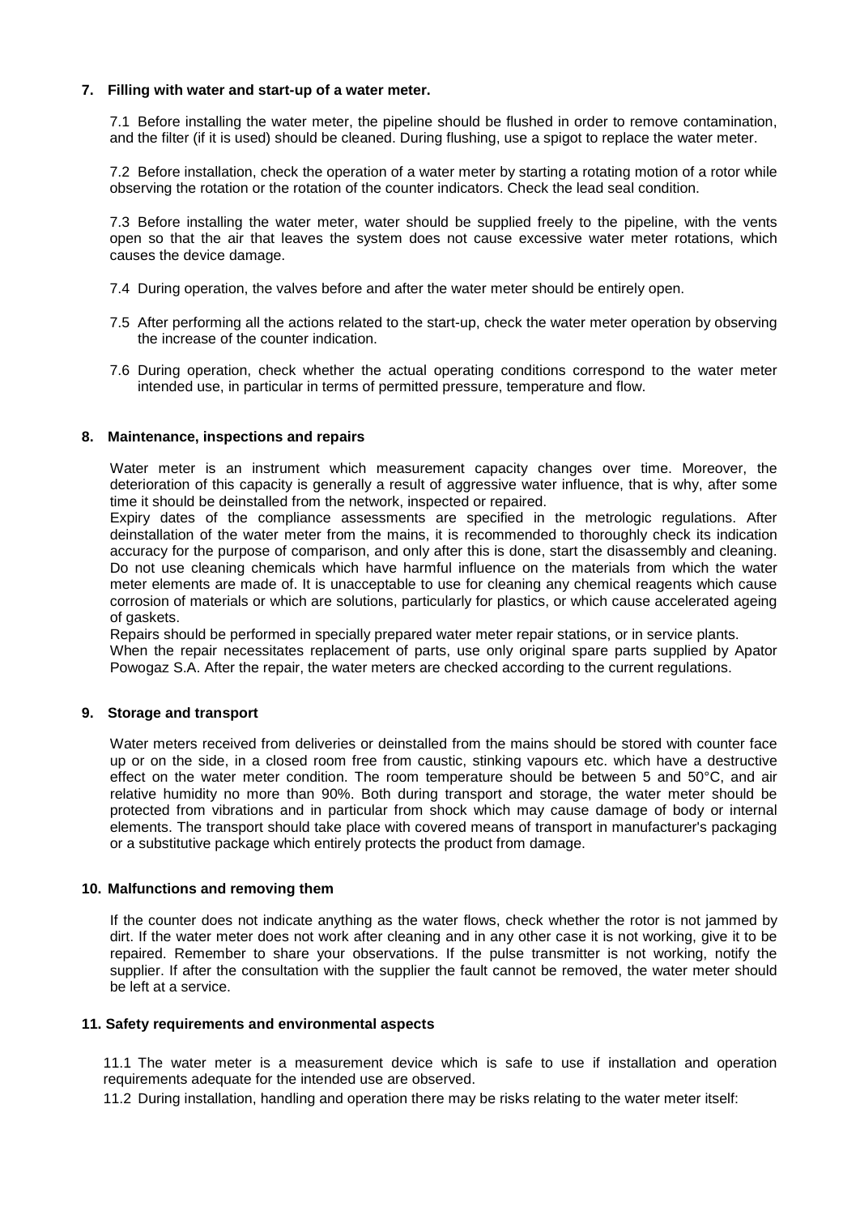## 7. Filling with water and start-up of a water meter.

7.1 Before installing the water meter, the pipeline should be flushed in order to remove contamination, and the filter (if it is used) should be cleaned. During flushing, use a spigot to replace the water meter.

7.2 Before installation, check the operation of a water meter by starting a rotating motion of a rotor while observing the rotation or the rotation of the counter indicators. Check the lead seal condition.

7.3 Before installing the water meter, water should be supplied freely to the pipeline, with the vents open so that the air that leaves the system does not cause excessive water meter rotations, which causes the device damage.

7.4 During operation, the valves before and after the water meter should be entirely open.

7.5 After performing all the actions related to the start-up, check the water meter operation by observing the increase of the counter indication.

7.6 During operation, check whether the actual operating conditions correspond to the water meter intended use, in particular in terms of permitted pressure, temperature and flow.

## 8. Maintenance, inspections and repairs

Water meter is an instrument which measurement capacity changes over time. Moreover, the deterioration of this capacity is generally a result of aggressive water influence, that is why, after some time it should be deinstalled from the network, inspected or repaired.

Expiry dates of the compliance assessments are specified in the metrologic regulations. After deinstallation of the water meter from the mains, it is recommended to thoroughly check its indication accuracy for the purpose of comparison, and only after this is done, start the disassembly and cleaning. Do not use cleaning chemicals which have harmful influence on the materials from which the water meter elements are made of. It is unacceptable to use for cleaning any chemical reagents which cause corrosion of materials or which are solutions, particularly for plastics, or which cause accelerated ageing of gaskets.

Repairs should be performed in specially prepared water meter repair stations, or in service plants.

When the repair necessitates replacement of parts, use only original spare parts supplied by Apator Powogaz S.A. After the repair, the water meters are checked according to the current regulations.

## 9. Storage and transport

Water meters received from deliveries or deinstalled from the mains should be stored with counter face up or on the side, in a closed room free from caustic, stinking vapours etc. which have a destructive effect on the water meter condition. The room temperature should be between 5 and 50°C, and air relative humidity no more than 90%. Both during transport and storage, the water meter should be protected from vibrations and in particular from shock which may cause damage of body or internal elements. The transport should take place with covered means of transport in manufacturer's packaging or a substitutive package which entirely protects the product from damage.

## 10. Malfunctions and removing them

If the counter does not indicate anything as the water flows, check whether the rotor is not jammed by dirt. If the water meter does not work after cleaning and in any other case it is not working, give it to be repaired. Remember to share your observations. If the pulse transmitter is not working, notify the supplier. If after the consultation with the supplier the fault cannot be removed, the water meter should be left at a service.

## 11. Safety requirements and environmental aspects

11.1 The water meter is a measurement device which is safe to use if installation and operation requirements adequate for the intended use are observed.

11.2 During installation, handling and operation there may be risks relating to the water meter itself: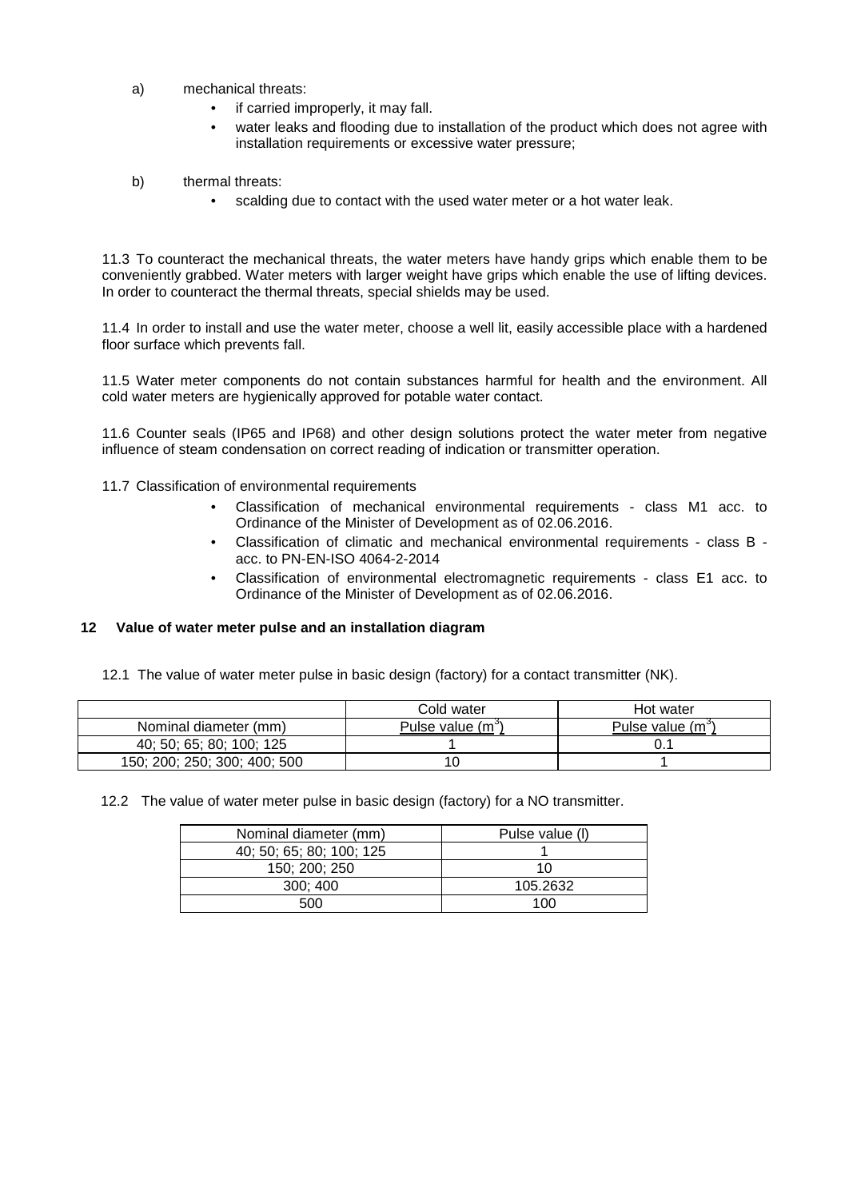a) mechanical threats:
   - if carried improperly, it may fall.
   - water leaks and flooding due to installation of the product which does not agree with installation requirements or excessive water pressure;

b) thermal threats:
   - scalding due to contact with the used water meter or a hot water leak.

11.3 To counteract the mechanical threats, the water meters have handy grips which enable them to be conveniently grabbed. Water meters with larger weight have grips which enable the use of lifting devices. In order to counteract the thermal threats, special shields may be used.

11.4 In order to install and use the water meter, choose a well lit, easily accessible place with a hardened floor surface which prevents fall.

11.5 Water meter components do not contain substances harmful for health and the environment. All cold water meters are hygienically approved for potable water contact.

11.6 Counter seals (IP65 and IP68) and other design solutions protect the water meter from negative influence of steam condensation on correct reading of indication or transmitter operation.

11.7 Classification of environmental requirements

- Classification of mechanical environmental requirements - class M1 acc. to Ordinance of the Minister of Development as of 02.06.2016.
- Classification of climatic and mechanical environmental requirements - class B - acc. to PN-EN-ISO 4064-2-2014
- Classification of environmental electromagnetic requirements - class E1 acc. to Ordinance of the Minister of Development as of 02.06.2016.

## 12 Value of water meter pulse and an installation diagram

12.1 The value of water meter pulse in basic design (factory) for a contact transmitter (NK).

| | Cold water | Hot water |
|---|---|---|
| Nominal diameter (mm) | Pulse value ($m^3$) | Pulse value ($m^3$) |
| 40; 50; 65; 80; 100; 125 | 1 | 0.1 |
| 150; 200; 250; 300; 400; 500 | 10 | 1 |

12.2 The value of water meter pulse in basic design (factory) for a NO transmitter.

| Nominal diameter (mm) | Pulse value (l) |
|---|---|
| 40; 50; 65; 80; 100; 125 | 1 |
| 150; 200; 250 | 10 |
| 300; 400 | 105.2632 |
| 500 | 100 |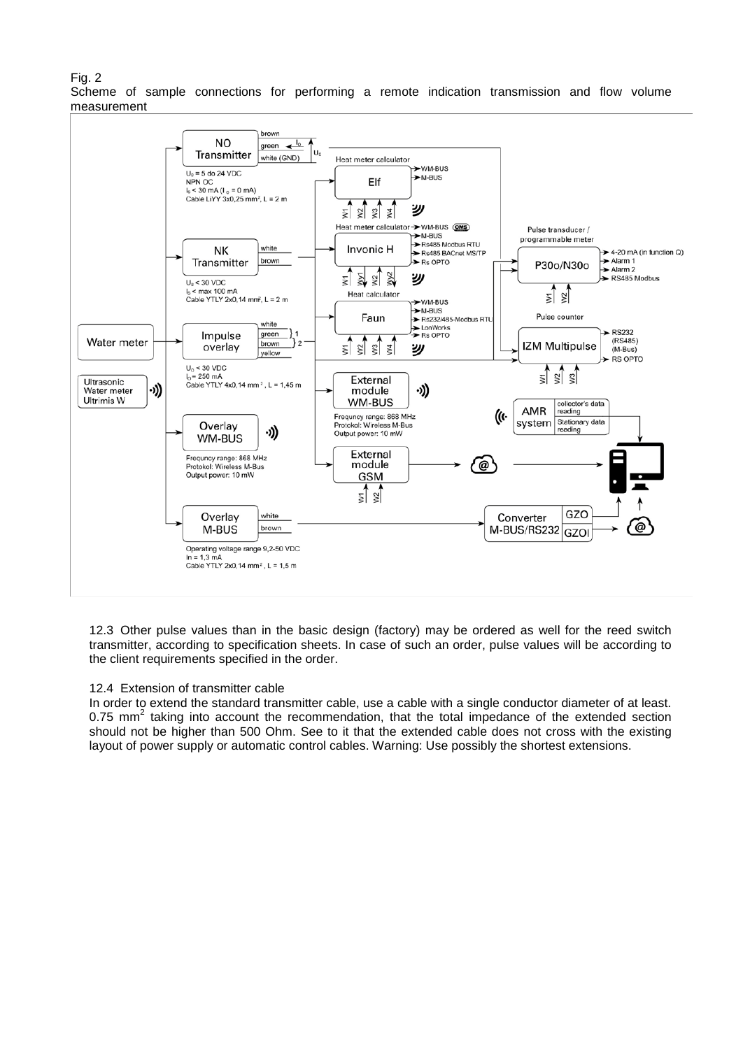Fig. 2

Scheme of sample connections for performing a remote indication transmission and flow volume measurement

12.3 Other pulse values than in the basic design (factory) may be ordered as well for the reed switch transmitter, according to specification sheets. In case of such an order, pulse values will be according to the client requirements specified in the order.

12.4 Extension of transmitter cable

In order to extend the standard transmitter cable, use a cable with a single conductor diameter of at least. 0.75 $mm^2$ taking into account the recommendation, that the total impedance of the extended section should not be higher than 500 Ohm. See to it that the extended cable does not cross with the existing layout of power supply or automatic control cables. Warning: Use possibly the shortest extensions.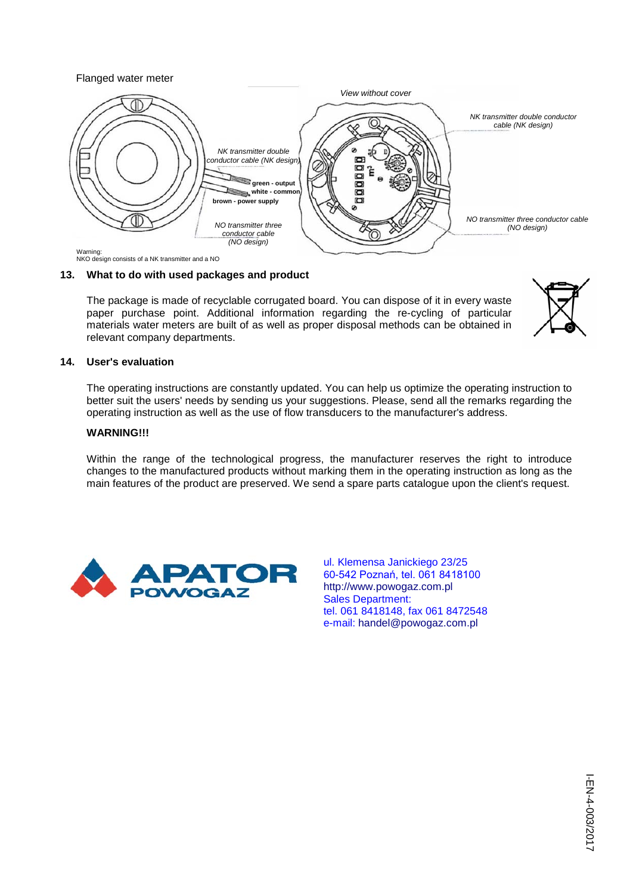Flanged water meter

View without cover

NK transmitter double conductor cable (NK design)

NK transmitter double conductor cable (NK design)

green - output

white - common

brown - power supply

NO transmitter three conductor cable (NO design)

NO transmitter three conductor cable (NO design)

Warning:
NKO design consists of a NK transmitter and a NO

## 13. What to do with used packages and product

The package is made of recyclable corrugated board. You can dispose of it in every waste paper purchase point. Additional information regarding the re-cycling of particular materials water meters are built of as well as proper disposal methods can be obtained in relevant company departments.

## 14. User's evaluation

The operating instructions are constantly updated. You can help us optimize the operating instruction to better suit the users' needs by sending us your suggestions. Please, send all the remarks regarding the operating instruction as well as the use of flow transducers to the manufacturer's address.

**WARNING!!!**

Within the range of the technological progress, the manufacturer reserves the right to introduce changes to the manufactured products without marking them in the operating instruction as long as the main features of the product are preserved. We send a spare parts catalogue upon the client's request.

APATOR POWOGAZ

ul. Klemensa Janickiego 23/25
60-542 Poznań, tel. 061 8418100
http://www.powogaz.com.pl
Sales Department:
tel. 061 8418148, fax 061 8472548
e-mail: handel@powogaz.com.pl

I-EN-4-003/2017